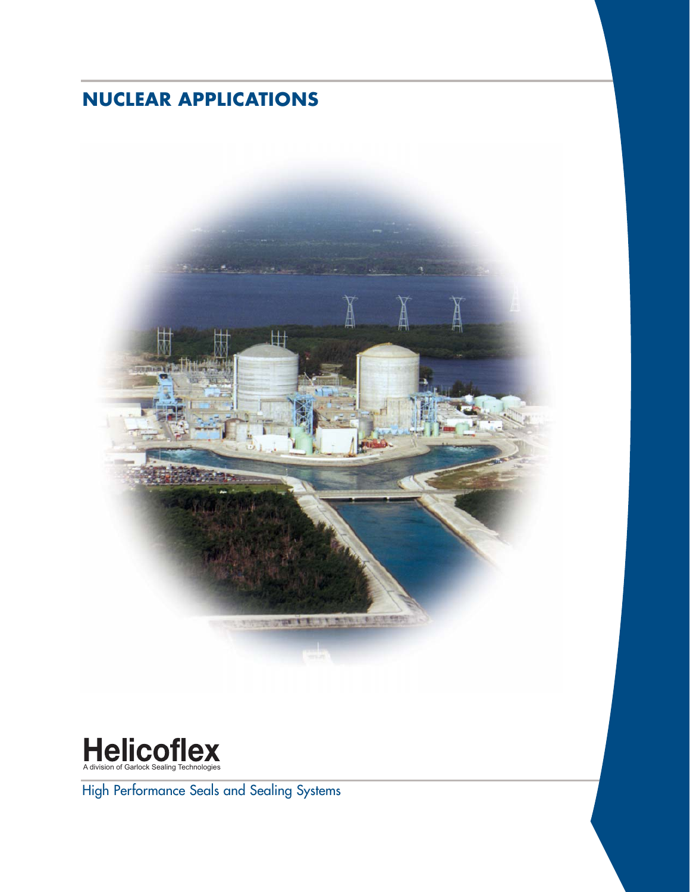# NUCLEAR APPLICATIONS

**Helicoflex**

A division of Garlock Sealing Technologies

High Performance Seals and Sealing Systems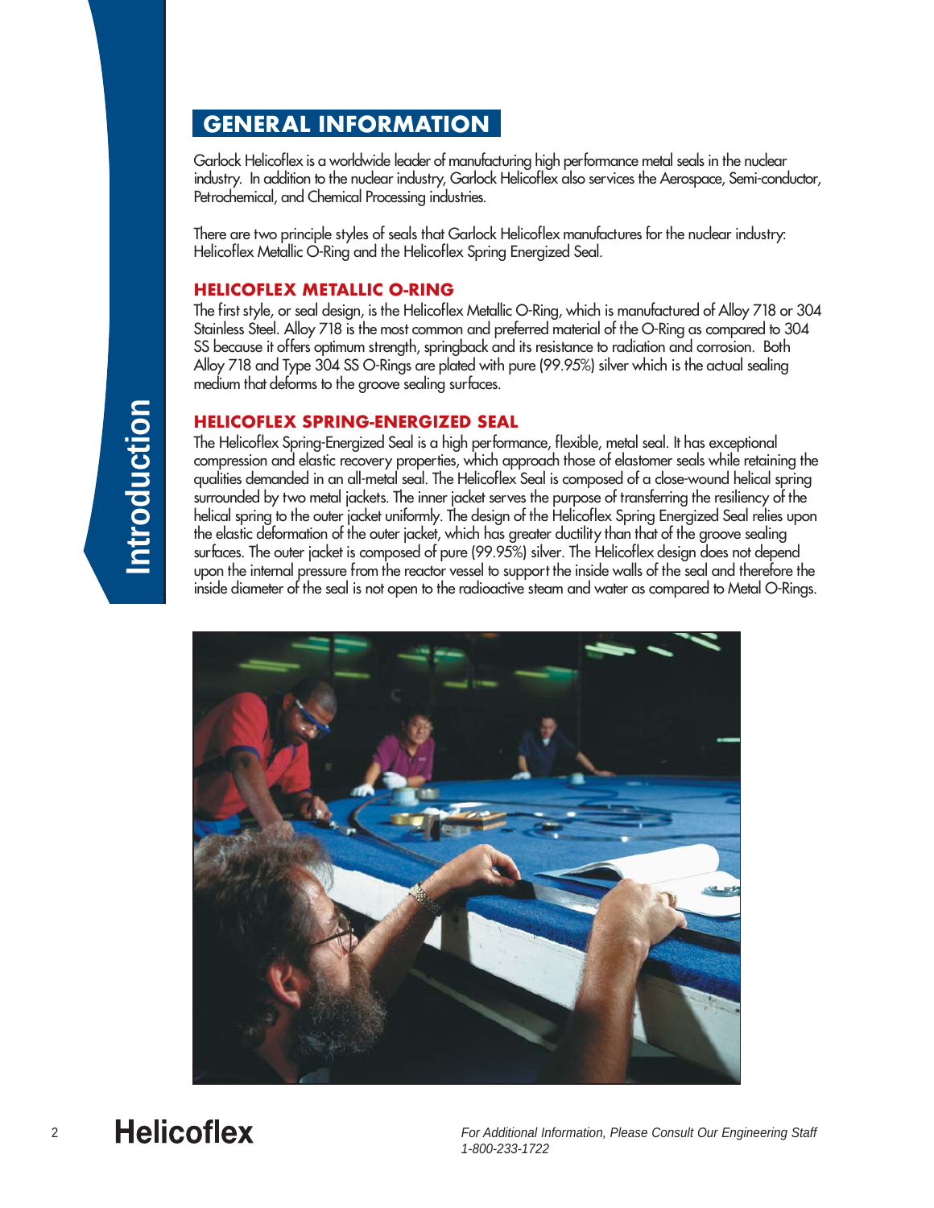## GENERAL INFORMATION

Garlock Helicoflex is a worldwide leader of manufacturing high performance metal seals in the nuclear industry. In addition to the nuclear industry, Garlock Helicoflex also services the Aerospace, Semi-conductor, Petrochemical, and Chemical Processing industries.

There are two principle styles of seals that Garlock Helicoflex manufactures for the nuclear industry: Helicoflex Metallic O-Ring and the Helicoflex Spring Energized Seal.

### HELICOFLEX METALLIC O-RING

The first style, or seal design, is the Helicoflex Metallic O-Ring, which is manufactured of Alloy 718 or 304 Stainless Steel. Alloy 718 is the most common and preferred material of the O-Ring as compared to 304 SS because it offers optimum strength, springback and its resistance to radiation and corrosion. Both Alloy 718 and Type 304 SS O-Rings are plated with pure (99.95%) silver which is the actual sealing medium that deforms to the groove sealing surfaces.

### HELICOFLEX SPRING-ENERGIZED SEAL

The Helicoflex Spring-Energized Seal is a high performance, flexible, metal seal. It has exceptional compression and elastic recovery properties, which approach those of elastomer seals while retaining the qualities demanded in an all-metal seal. The Helicoflex Seal is composed of a close-wound helical spring surrounded by two metal jackets. The inner jacket serves the purpose of transferring the resiliency of the helical spring to the outer jacket uniformly. The design of the Helicoflex Spring Energized Seal relies upon the elastic deformation of the outer jacket, which has greater ductility than that of the groove sealing surfaces. The outer jacket is composed of pure (99.95%) silver. The Helicoflex design does not depend upon the internal pressure from the reactor vessel to support the inside walls of the seal and therefore the inside diameter of the seal is not open to the radioactive steam and water as compared to Metal O-Rings.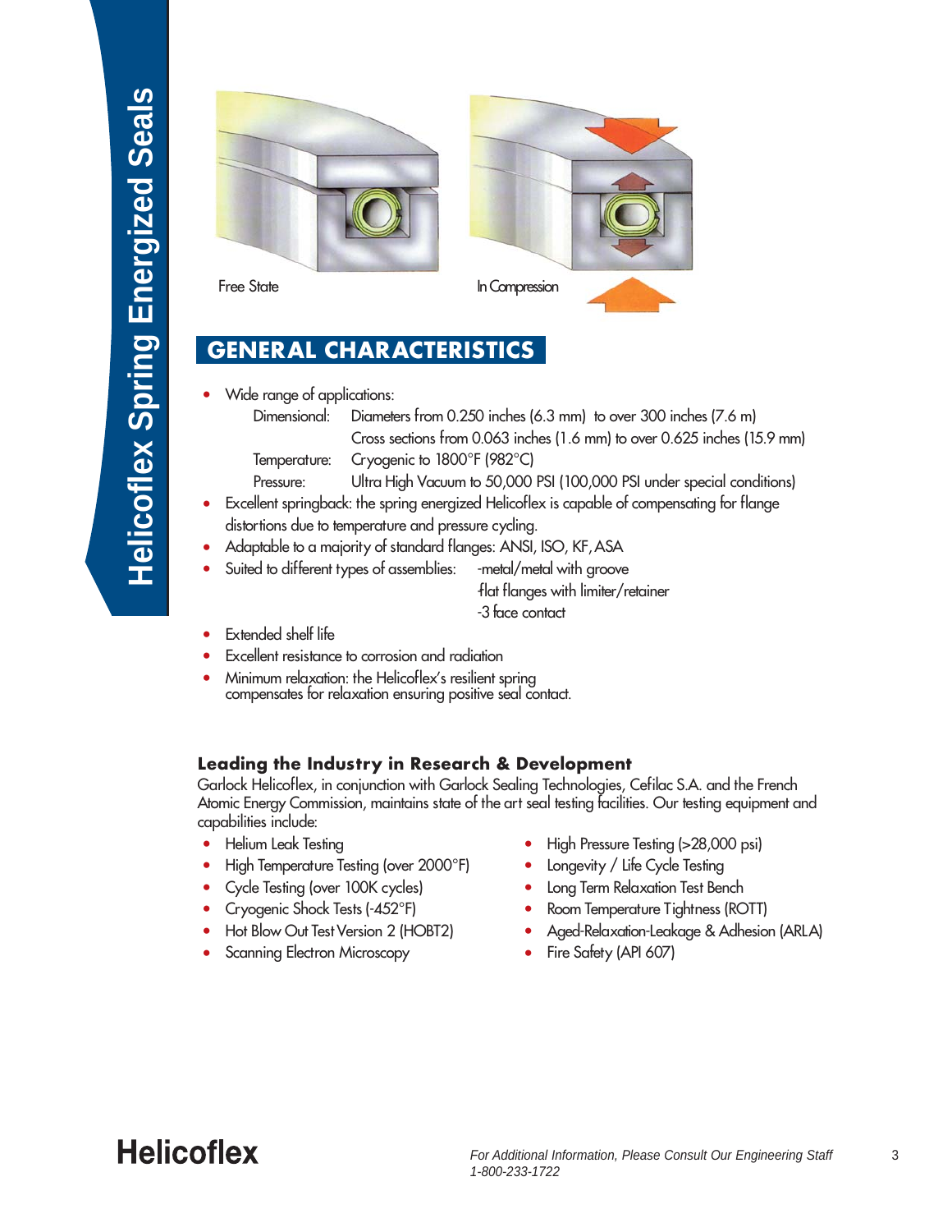Free State

In Compression

## GENERAL CHARACTERISTICS

- Wide range of applications:
  - Dimensional: Diameters from 0.250 inches (6.3 mm) to over 300 inches (7.6 m)
    Cross sections from 0.063 inches (1.6 mm) to over 0.625 inches (15.9 mm)
  - Temperature: Cryogenic to 1800°F (982°C)
  - Pressure: Ultra High Vacuum to 50,000 PSI (100,000 PSI under special conditions)
- Excellent springback: the spring energized Helicoflex is capable of compensating for flange distortions due to temperature and pressure cycling.
- Adaptable to a majority of standard flanges: ANSI, ISO, KF, ASA
- Suited to different types of assemblies:
  - -metal/metal with groove
  - -flat flanges with limiter/retainer
  - -3 face contact
- Extended shelf life
- Excellent resistance to corrosion and radiation
- Minimum relaxation: the Helicoflex's resilient spring compensates for relaxation ensuring positive seal contact.

### Leading the Industry in Research & Development

Garlock Helicoflex, in conjunction with Garlock Sealing Technologies, Cefilac S.A. and the French Atomic Energy Commission, maintains state of the art seal testing facilities. Our testing equipment and capabilities include:

- Helium Leak Testing
- High Temperature Testing (over 2000°F)
- Cycle Testing (over 100K cycles)
- Cryogenic Shock Tests (-452°F)
- Hot Blow Out Test Version 2 (HOBT2)
- Scanning Electron Microscopy
- High Pressure Testing (>28,000 psi)
- Longevity / Life Cycle Testing
- Long Term Relaxation Test Bench
- Room Temperature Tightness (ROTT)
- Aged-Relaxation-Leakage & Adhesion (ARLA)
- Fire Safety (API 607)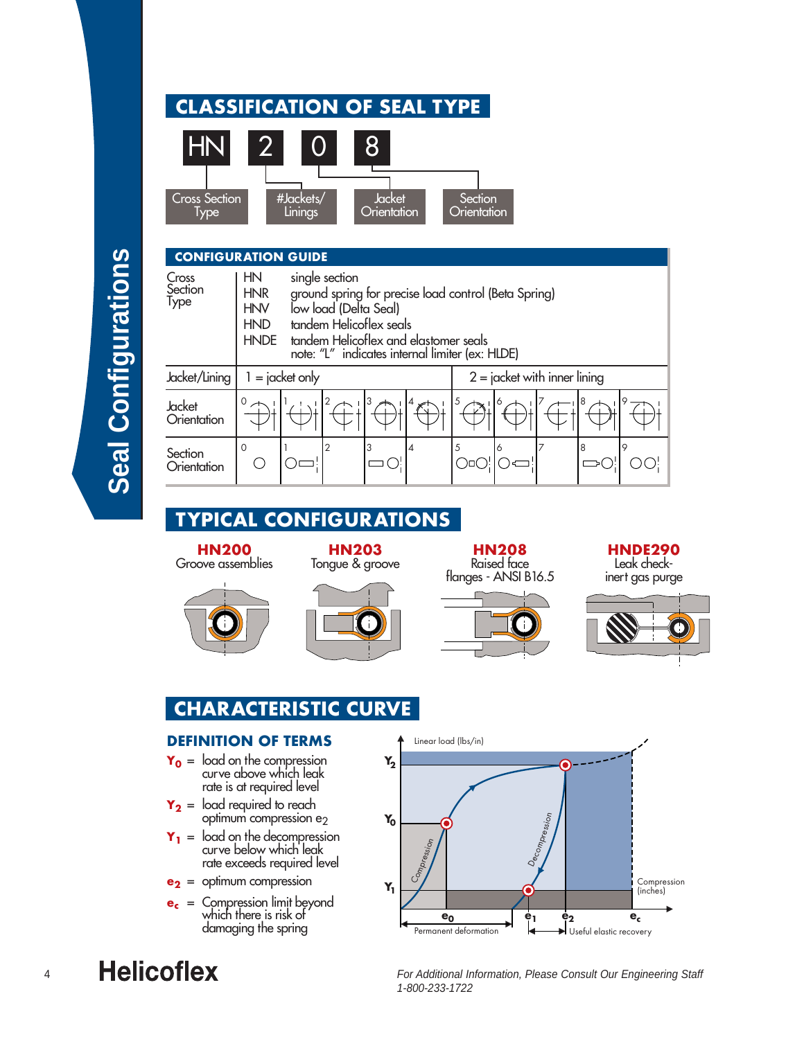# Seal Configurations

## CLASSIFICATION OF SEAL TYPE

HN 2 0 8

Cross Section Type | #Jackets/Linings | Jacket Orientation | Section Orientation

## CONFIGURATION GUIDE

| | | |
|---|---|---|
| Cross Section Type | HN | single section |
| | HNR | ground spring for precise load control (Beta Spring) |
| | HNV | low load (Delta Seal) |
| | HND | tandem Helicoflex seals |
| | HNDE | tandem Helicoflex and elastomer seals |
| | | note: "L" indicates internal limiter (ex: HLDE) |
| Jacket/Lining | 1 = jacket only | 2 = jacket with inner lining |
| Jacket Orientation | 0, 1, 2, 3, 4 | 5, 6, 7, 8, 9 |
| Section Orientation | 0, 1, 2, 3, 4 | 5, 6, 7, 8, 9 |

## TYPICAL CONFIGURATIONS

**HN200**
Groove assemblies

**HN203**
Tongue & groove

**HN208**
Raised face flanges - ANSI B16.5

**HNDE290**
Leak check-inert gas purge

## CHARACTERISTIC CURVE

### DEFINITION OF TERMS

**$Y_0$** = load on the compression curve above which leak rate is at required level

**$Y_2$** = load required to reach optimum compression $e_2$

**$Y_1$** = load on the decompression curve below which leak rate exceeds required level

**$e_2$** = optimum compression

**$e_c$** = Compression limit beyond which there is risk of damaging the spring

Linear load (lbs/in)
$Y_2$
$Y_0$
$Y_1$
Compression
Decompression
Compression (inches)
$e_0$ $e_1$ $e_2$ $e_c$
Permanent deformation
Useful elastic recovery

**Helicoflex**

*For Additional Information, Please Consult Our Engineering Staff 1-800-233-1722*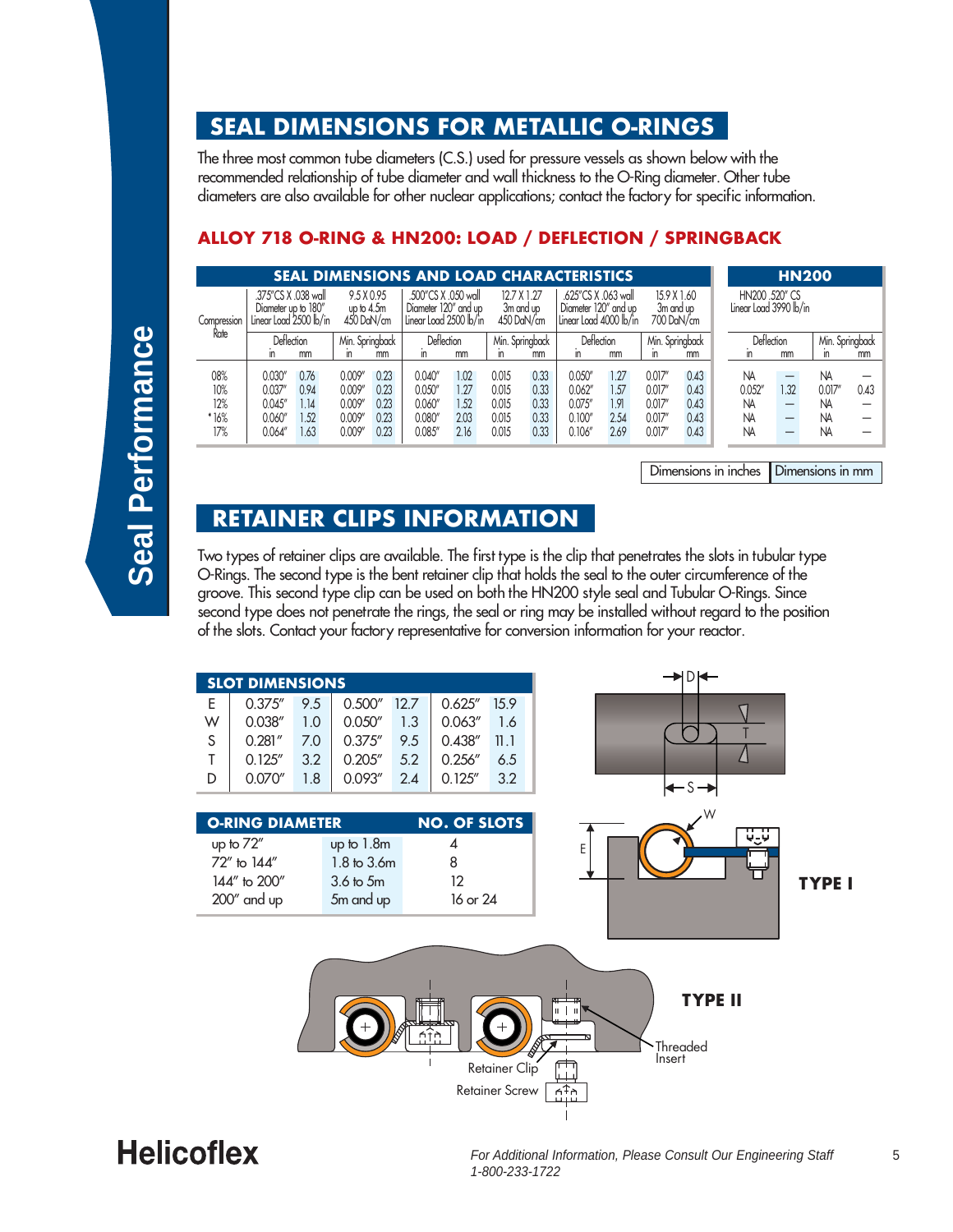## SEAL DIMENSIONS FOR METALLIC O-RINGS

The three most common tube diameters (C.S.) used for pressure vessels as shown below with the recommended relationship of tube diameter and wall thickness to the O-Ring diameter. Other tube diameters are also available for other nuclear applications; contact the factory for specific information.

### ALLOY 718 O-RING & HN200: LOAD / DEFLECTION / SPRINGBACK

| SEAL DIMENSIONS AND LOAD CHARACTERISTICS | | | | | | | | | | | | | HN200 | | | |
|---|---|---|---|---|---|---|---|---|---|---|---|---|---|---|---|---|
| Compression Rate | .375"CS X .038 wall Diameter up to 180" Linear Load 2500 lb/in | | 9.5 X 0.95 up to 4.5m 450 DaN/cm | | .500"CS X .050 wall Diameter 120" and up Linear Load 2500 lb/in | | 12.7 X 1.27 3m and up 450 DaN/cm | | .625"CS X .063 wall Diameter 120" and up Linear Load 4000 lb/in | | 15.9 X 1.60 3m and up 700 DaN/cm | | HN200 .520" CS Linear Load 3990 lb/in | | | |
| | Deflection | | Min. Springback | | Deflection | | Min. Springback | | Deflection | | Min. Springback | | Deflection | | Min. Springback | |
| | in | mm | in | mm | in | mm | in | mm | in | mm | in | mm | in | mm | in | mm |
| 08% | 0.030" | 0.76 | 0.009" | 0.23 | 0.040" | 1.02 | 0.015 | 0.33 | 0.050" | 1.27 | 0.017" | 0.43 | NA | — | NA | — |
| 10% | 0.037" | 0.94 | 0.009" | 0.23 | 0.050" | 1.27 | 0.015 | 0.33 | 0.062" | 1.57 | 0.017" | 0.43 | 0.052" | 1.32 | 0.017" | 0.43 |
| 12% | 0.045" | 1.14 | 0.009" | 0.23 | 0.060" | 1.52 | 0.015 | 0.33 | 0.075" | 1.91 | 0.017" | 0.43 | NA | — | NA | — |
| *16% | 0.060" | 1.52 | 0.009" | 0.23 | 0.080" | 2.03 | 0.015 | 0.33 | 0.100" | 2.54 | 0.017" | 0.43 | NA | — | NA | — |
| 17% | 0.064" | 1.63 | 0.009" | 0.23 | 0.085" | 2.16 | 0.015 | 0.33 | 0.106" | 2.69 | 0.017" | 0.43 | NA | — | NA | — |

Dimensions in inches | Dimensions in mm

## RETAINER CLIPS INFORMATION

Two types of retainer clips are available. The first type is the clip that penetrates the slots in tubular type O-Rings. The second type is the bent retainer clip that holds the seal to the outer circumference of the groove. This second type clip can be used on both the HN200 style seal and Tubular O-Rings. Since second type does not penetrate the rings, the seal or ring may be installed without regard to the position of the slots. Contact your factory representative for conversion information for your reactor.

| SLOT DIMENSIONS | | | | | | |
|---|---|---|---|---|---|---|
| E | 0.375" | 9.5 | 0.500" | 12.7 | 0.625" | 15.9 |
| W | 0.038" | 1.0 | 0.050" | 1.3 | 0.063" | 1.6 |
| S | 0.281" | 7.0 | 0.375" | 9.5 | 0.438" | 11.1 |
| T | 0.125" | 3.2 | 0.205" | 5.2 | 0.256" | 6.5 |
| D | 0.070" | 1.8 | 0.093" | 2.4 | 0.125" | 3.2 |

| O-RING DIAMETER | | NO. OF SLOTS |
|---|---|---|
| up to 72" | up to 1.8m | 4 |
| 72" to 144" | 1.8 to 3.6m | 8 |
| 144" to 200" | 3.6 to 5m | 12 |
| 200" and up | 5m and up | 16 or 24 |

D
T
S
W
E
TYPE I

TYPE II
Threaded Insert
Retainer Clip
Retainer Screw

Helicoflex

*For Additional Information, Please Consult Our Engineering Staff 1-800-233-1722*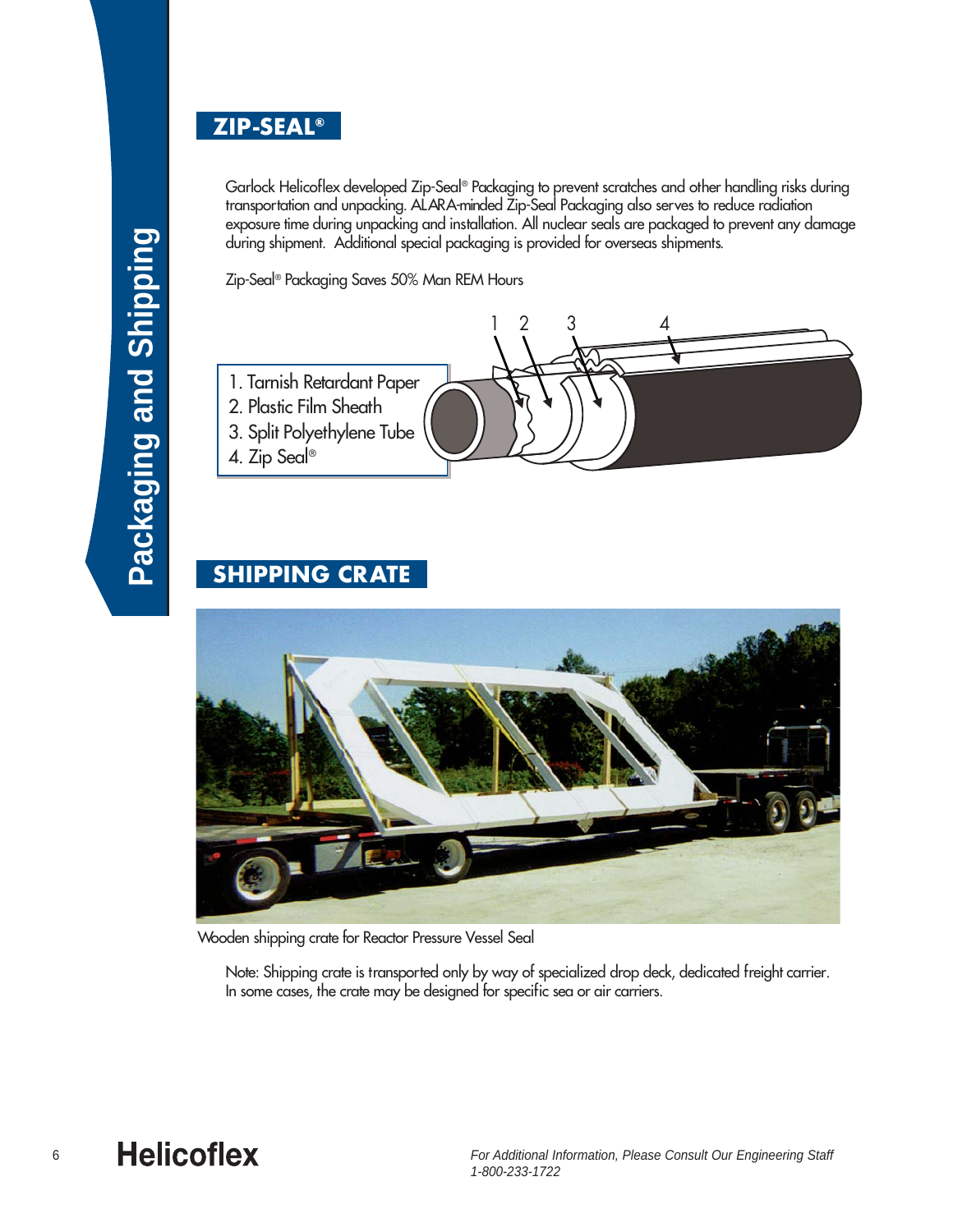## ZIP-SEAL®

Garlock Helicoflex developed Zip-Seal® Packaging to prevent scratches and other handling risks during transportation and unpacking. ALARA-minded Zip-Seal Packaging also serves to reduce radiation exposure time during unpacking and installation. All nuclear seals are packaged to prevent any damage during shipment. Additional special packaging is provided for overseas shipments.

Zip-Seal® Packaging Saves 50% Man REM Hours

1. Tarnish Retardant Paper
2. Plastic Film Sheath
3. Split Polyethylene Tube
4. Zip Seal®

1 2 3 4

## SHIPPING CRATE

Wooden shipping crate for Reactor Pressure Vessel Seal

Note: Shipping crate is transported only by way of specialized drop deck, dedicated freight carrier. In some cases, the crate may be designed for specific sea or air carriers.

*For Additional Information, Please Consult Our Engineering Staff 1-800-233-1722*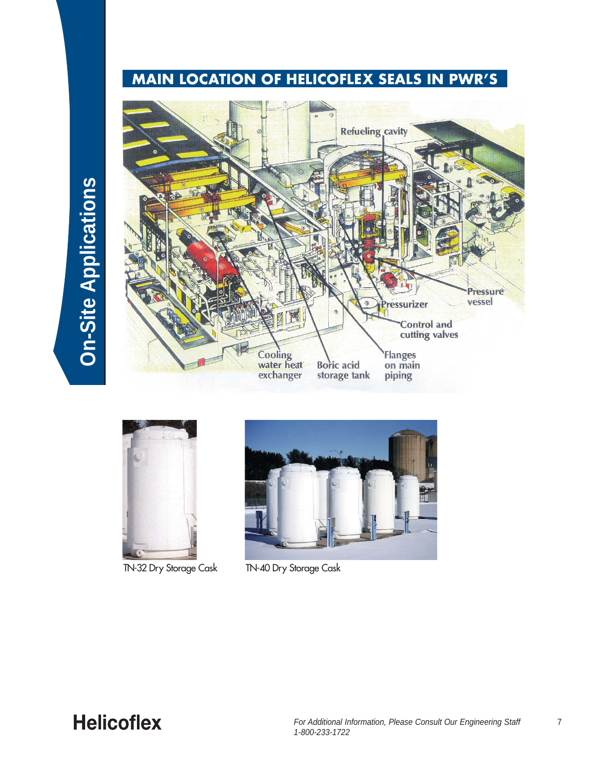## MAIN LOCATION OF HELICOFLEX SEALS IN PWR'S

Refueling cavity

Pressure vessel

Pressurizer

Control and cutting valves

Cooling water heat exchanger

Boric acid storage tank

Flanges on main piping

TN-32 Dry Storage Cask

TN-40 Dry Storage Cask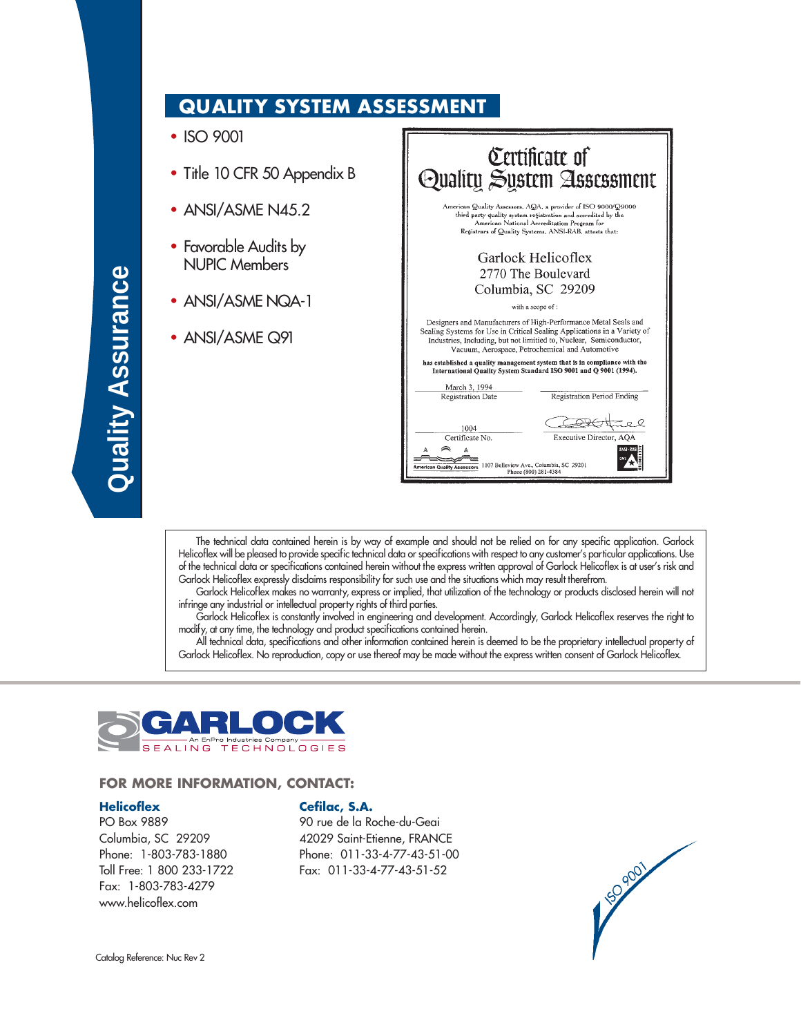Quality Assurance

## QUALITY SYSTEM ASSESSMENT

- ISO 9001
- Title 10 CFR 50 Appendix B
- ANSI/ASME N45.2
- Favorable Audits by NUPIC Members
- ANSI/ASME NQA-1
- ANSI/ASME Q91

**Certificate of Quality System Assessment**

American Quality Assessors, AQA, a provider of ISO 9000/Q9000 third party quality system registration and accredited by the American National Accreditation Program for Registrars of Quality Systems, ANSI-RAB, attests that:

Garlock Helicoflex
2770 The Boulevard
Columbia, SC 29209

with a scope of :

Designers and Manufacturers of High-Performance Metal Seals and Sealing Systems for Use in Critical Sealing Applications in a Variety of Industries, Including, but not limitied to, Nuclear, Semiconductor, Vacuum, Aerospace, Petrochemical and Automotive

**has established a quality management system that is in compliance with the International Quality System Standard ISO 9001 and Q 9001 (1994).**

March 3, 1994
Registration Date

Registration Period Ending

1004
Certificate No.

Executive Director, AQA

American Quality Assessors 1107 Belleview Ave., Columbia, SC 29201 Phone (800) 281-4384

The technical data contained herein is by way of example and should not be relied on for any specific application. Garlock Helicoflex will be pleased to provide specific technical data or specifications with respect to any customer's particular applications. Use of the technical data or specifications contained herein without the express written approval of Garlock Helicoflex is at user's risk and Garlock Helicoflex expressly disclaims responsibility for such use and the situations which may result therefrom.

Garlock Helicoflex makes no warranty, express or implied, that utilization of the technology or products disclosed herein will not infringe any industrial or intellectual property rights of third parties.

Garlock Helicoflex is constantly involved in engineering and development. Accordingly, Garlock Helicoflex reserves the right to modify, at any time, the technology and product specifications contained herein.

All technical data, specifications and other information contained herein is deemed to be the proprietary intellectual property of Garlock Helicoflex. No reproduction, copy or use thereof may be made without the express written consent of Garlock Helicoflex.

GARLOCK
An EnPro Industries Company
SEALING TECHNOLOGIES

### FOR MORE INFORMATION, CONTACT:

**Helicoflex**
PO Box 9889
Columbia, SC 29209
Phone: 1-803-783-1880
Toll Free: 1 800 233-1722
Fax: 1-803-783-4279
www.helicoflex.com

**Cefilac, S.A.**
90 rue de la Roche-du-Geai
42029 Saint-Etienne, FRANCE
Phone: 011-33-4-77-43-51-00
Fax: 011-33-4-77-43-51-52

ISO 9001

Catalog Reference: Nuc Rev 2